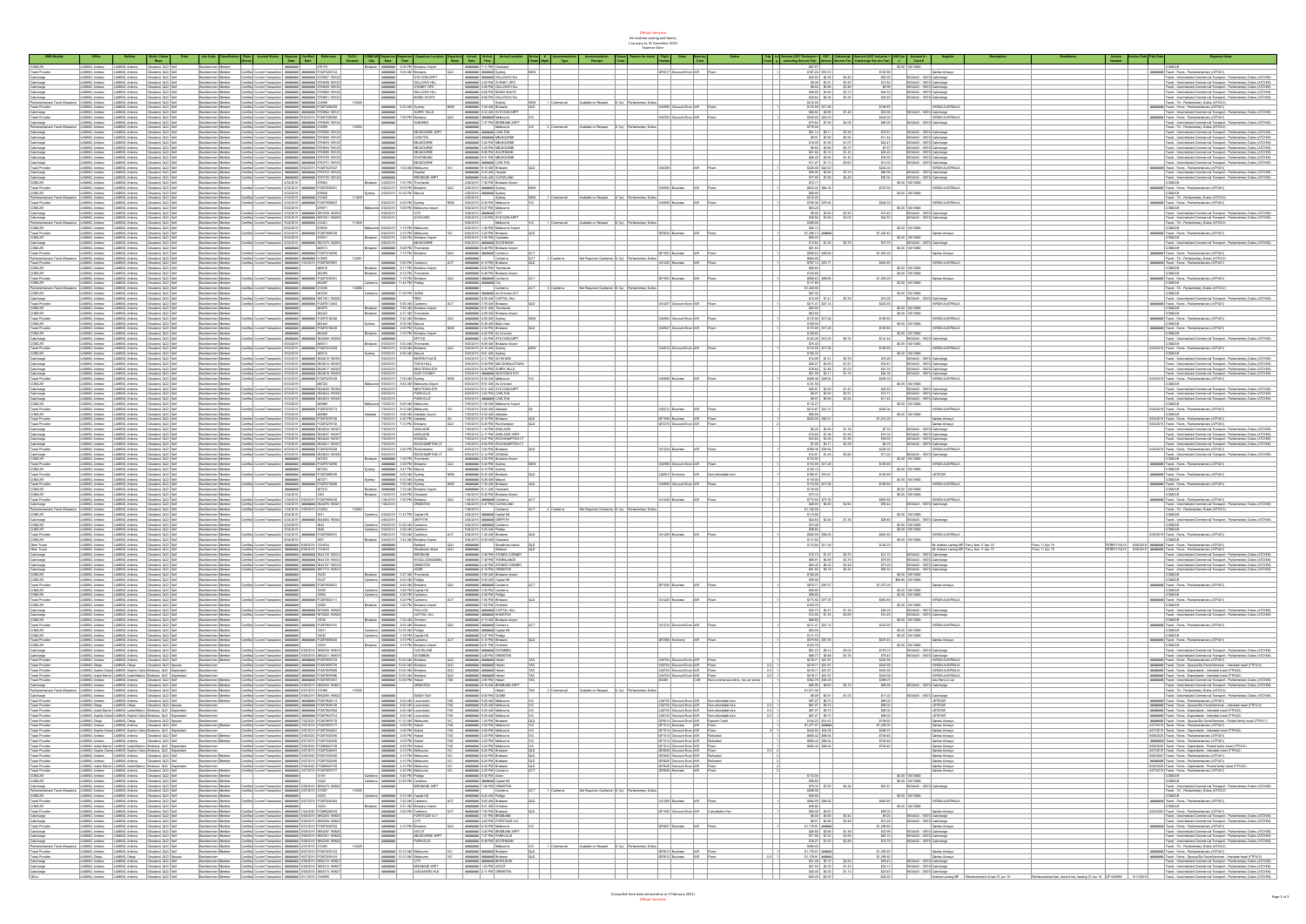# Mr Andrew Laming and family

1 January to 31 December 2019

Expense Data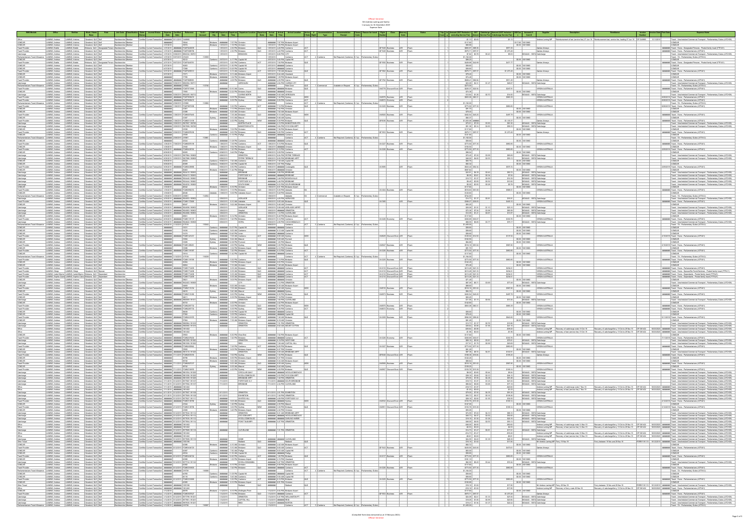Official: Sensitive

Mr Andrew Laming and family

1 January to 31 December 2019

Expense Data

(Compiled from data extracted as at 1 February 2021)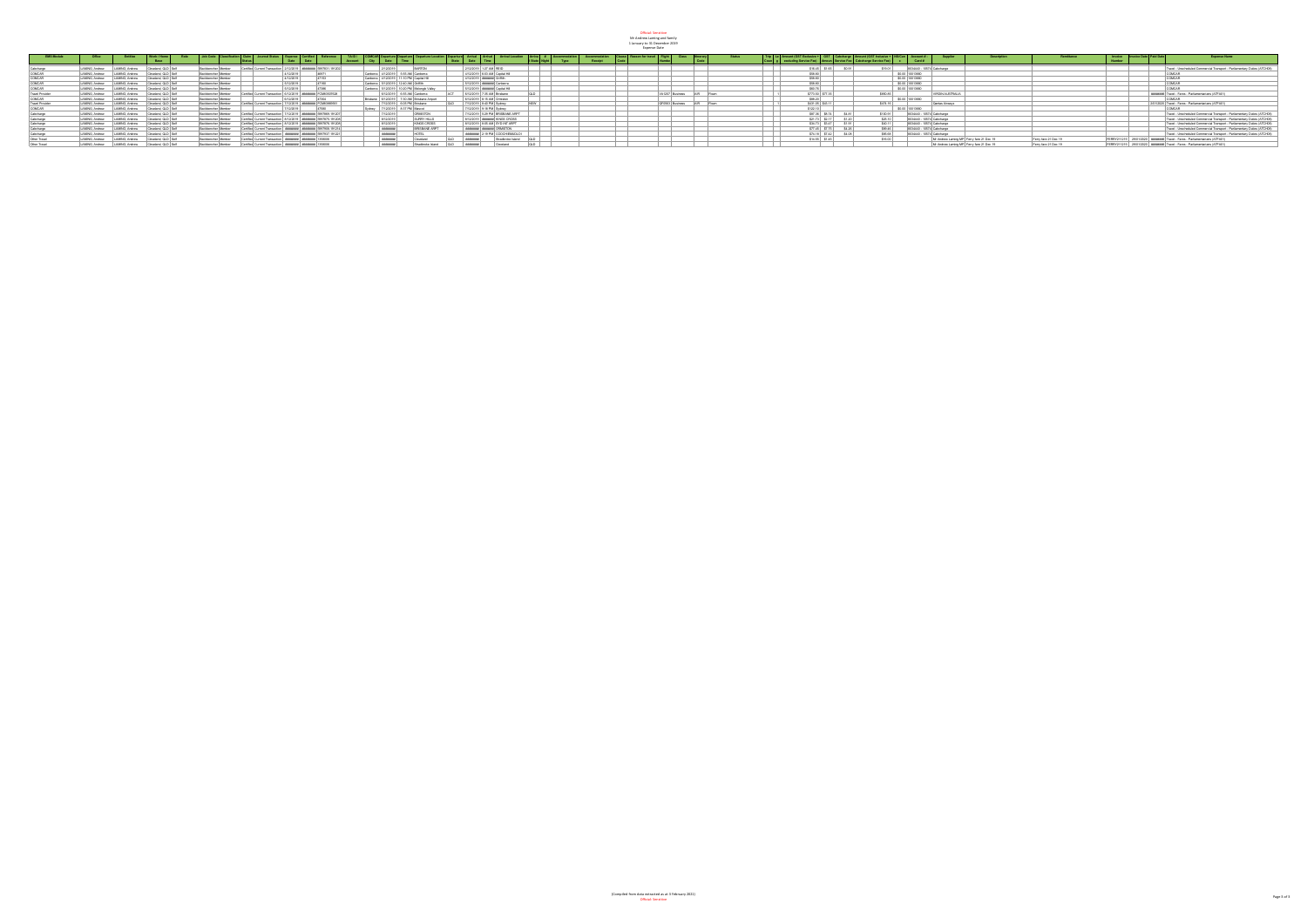# Mr Andrew Laming and family

1 January to 31 December 2019

Expense Data

| SAS Module | Office | Entities | Work / Home Base | Role | Job Code | Classification | Claim Status | Journal Status | Expense Date | Certified Date | Reference | TA ID / Account | COMCAR City | Departure Date | Departure Time | Departure Location | Departure State | Arrival Date | Arrival Time | Arrival Location | Arrival State | # Nights | Accommodation Type | Accommodation Receipt | Closest Costs | Reason for travel | Flight Number | Class | Itinerary Code | Status | Trip Count | Car # | Amount (GST Exclusive excluding Service Fee) | GST Amount | Cabcharge Service Fee | Amount (GST Inclusive + Cabcharge Service Fee) | ISO Card | Account # | Card # | Supplier | Description | Remittance | Invoice Number | Invoice Date | Paid Date | Expense Name |
|---|---|---|---|---|---|---|---|---|---|---|---|---|---|---|---|---|---|---|---|---|---|---|---|---|---|---|---|---|---|---|---|---|---|---|---|---|---|---|---|---|---|---|---|---|---|---|
| Cabcharge | LAMING, Andrew | LAMING, Andrew | Cleveland, QLD | Self | Backbencher | Member | Certified | Current Transaction | 2/12/2019 | ######## | 5957611 | | | 2/12/2019 | | NARTON | | 2/12/2019 | 1:47 AM | REID | | | | | | | | | | | | | $18.40 | $1.84 | $0.01 | $20.40 | | 8034400 - 5870 | | Cabcharge | | | | | | Travel - Unscheduled Commercial Transport - Parliamentary Duties (ATCH05) |
| COMCAR | LAMING, Andrew | LAMING, Andrew | Cleveland, QLD | Self | Backbencher | Member | | | 4/12/2019 | | 46871 | | Canberra | 4/12/2019 | 5:55 AM | Canberra | | 4/12/2019 | 6:02 AM | Capital Hill | | | | | | | | | | | | | $58.80 | | | | $0.00 | 5015880 | | | | | | | | COMCAR |
| COMCAR | LAMING, Andrew | LAMING, Andrew | Cleveland, QLD | Self | Backbencher | Member | | | 4/12/2019 | | 47702 | | Canberra | 4/12/2019 | 11:10 PM | Capital Hill | | 4/12/2019 | ######## | Griffith | | | | | | | | | | | | | $58.80 | | | | $0.00 | 5015880 | | | | | | | | COMCAR |
| COMCAR | LAMING, Andrew | LAMING, Andrew | Cleveland, QLD | Self | Backbencher | Member | | | 5/12/2019 | | 47760 | | Canberra | 5/12/2019 | 10:50 AM | Griffith | | 5/12/2019 | ######## | Canberra | | | | | | | | | | | | | $58.80 | | | | $0.00 | 5015880 | | | | | | | | COMCAR |
| COMCAR | LAMING, Andrew | LAMING, Andrew | Cleveland, QLD | Self | Backbencher | Member | | | 5/12/2019 | | 47986 | | Canberra | 5/12/2019 | 10:40 PM | Molonglo Valley | | 5/12/2019 | ######## | Capital Hill | | | | | | | | | | | | | $80.79 | | | | $0.00 | 5015880 | | | | | | | | COMCAR |
| Travel Provider | LAMING, Andrew | LAMING, Andrew | Cleveland, QLD | Self | Backbencher | Member | Certified | Current Transaction | 6/12/2019 | ######## | TCMB0909528 | | | 6/12/2019 | 10:05 AM | Canberra | ACT | 6/12/2019 | 7:25 AM | Brisbane | QLD | | | | | | VA 0307 | Business | AIR | Flown | 1 | | $779.63 | $77.96 | | $882.06 | | | | VIRGIN AUSTRALIA | | | | | ######## | Travel - Fares - Parliamentarians (ATF401) |
| COMCAR | LAMING, Andrew | LAMING, Andrew | Cleveland, QLD | Self | Backbencher | Member | | | 6/12/2019 | | 47964 | | Brisbane | 6/12/2019 | 7:50 AM | Brisbane Airport | | 6/12/2019 | 8:16 AM | Ormiston | | | | | | | | | | | | | $88.20 | | | | $0.00 | 5015880 | | | | | | | | COMCAR |
| Travel Provider | LAMING, Andrew | LAMING, Andrew | Cleveland, QLD | Self | Backbencher | Member | Certified | Current Transaction | 17/12/2019 | ######## | TCMB0999601 | | | 17/12/2019 | 3:25 PM | Brisbane | QLD | 17/12/2019 | 5:00 PM | Sydney | NSW | | | | | | QF0551 | Business | AIR | Flown | 1 | | $347.35 | $34.71 | | $378.75 | | | | Qantas Airways | | | | | 20/01/2020 | Travel - Fares - Parliamentarians (ATF401) |
| COMCAR | LAMING, Andrew | LAMING, Andrew | Cleveland, QLD | Self | Backbencher | Member | | | 17/12/2019 | | 47989 | | Sydney | 17/12/2019 | 6:57 PM | Mascot | | 17/12/2019 | 8:16 PM | Sydney | | | | | | | | | | | | | $132.10 | | | | $0.00 | 5015880 | | | | | | | | COMCAR |
| Cabcharge | LAMING, Andrew | LAMING, Andrew | Cleveland, QLD | Self | Backbencher | Member | Certified | Current Transaction | 7/12/2019 | ######## | 5957660 | | | 7/12/2019 | | ORMISTON | | 7/12/2019 | 3:26 PM | BRISBANE ARPT | | | | | | | | | | | | | $97.36 | $9.74 | $4.41 | $108.00 | | 8034400 - 5870 | | Cabcharge | | | | | | Travel - Unscheduled Commercial Transport - Parliamentary Duties (ATCH05) |
| Cabcharge | LAMING, Andrew | LAMING, Andrew | Cleveland, QLD | Self | Backbencher | Member | Certified | Current Transaction | 9/12/2019 | ######## | 5957675 | | | 9/12/2019 | | SURRY HILLS | | 9/12/2019 | ######## | KINGS CROSS | | | | | | | | | | | | | $21.73 | $2.17 | $1.10 | $25.00 | | 8034400 - 5870 | | Cabcharge | | | | | | Travel - Unscheduled Commercial Transport - Parliamentary Duties (ATCH05) |
| Cabcharge | LAMING, Andrew | LAMING, Andrew | Cleveland, QLD | Self | Backbencher | Member | Certified | Current Transaction | 9/12/2019 | ######## | 5957676 | | | 9/12/2019 | | KINGS CROSS | | 9/12/2019 | 8:05 AM | SYDNEY ARPT | | | | | | | | | | | | | $34.73 | $3.47 | $1.91 | $40.11 | | 8034400 - 5870 | | Cabcharge | | | | | | Travel - Unscheduled Commercial Transport - Parliamentary Duties (ATCH05) |
| Cabcharge | LAMING, Andrew | LAMING, Andrew | Cleveland, QLD | Self | Backbencher | Member | Certified | Current Transaction | ######## | ######## | 5957655 | | | ######## | | BRISBANE ARPT | | ######## | ######## | ORMISTON | | | | | | | | | | | | | $77.23 | $7.72 | $4.20 | $89.15 | | 8034400 - 5870 | | Cabcharge | | | | | | Travel - Unscheduled Commercial Transport - Parliamentary Duties (ATCH05) |
| Cabcharge | LAMING, Andrew | LAMING, Andrew | Cleveland, QLD | Self | Backbencher | Member | Certified | Current Transaction | ######## | ######## | 5957637 | | | ######## | | HOTEL | | ######## | 2:15 PM | COOCHIEMUDLO | | | | | | | | | | | | | $29.14 | $2.91 | $1.60 | $33.65 | | 8034400 - 5870 | | Cabcharge | | | | | | Travel - Unscheduled Commercial Transport - Parliamentary Duties (ATCH05) |
| Other Travel | LAMING, Andrew | LAMING, Andrew | Cleveland, QLD | Self | Backbencher | Member | Certified | Current Transaction | ######## | ######## | 1300000 | | | ######## | | Cleveland | QLD | ######## | | Stradbroke Island | QLD | | | | | | | | | | | | $14.55 | $1.45 | | $16.00 | | | | Mr Andrew Laming MP | Ferry fare 21 Dec 19 | Ferry fare 21 Dec 19 | FERRY211219 | 29/01/2020 | ######## | Travel - Fares - Parliamentarians (ATF401) |
| Other Travel | LAMING, Andrew | LAMING, Andrew | Cleveland, QLD | Self | Backbencher | Member | Certified | Current Transaction | ######## | ######## | 1300000 | | | ######## | | Stradbroke Island | QLD | ######## | | Cleveland | QLD | | | | | | | | | | | | | | | | | | | Mr Andrew Laming MP | Ferry fare 21 Dec 19 | Ferry fare 21 Dec 19 | FERRY211219 | 29/01/2020 | ######## | Travel - Fares - Parliamentarians (ATF401) |

(Compiled from data extracted as at 5 February 2021)